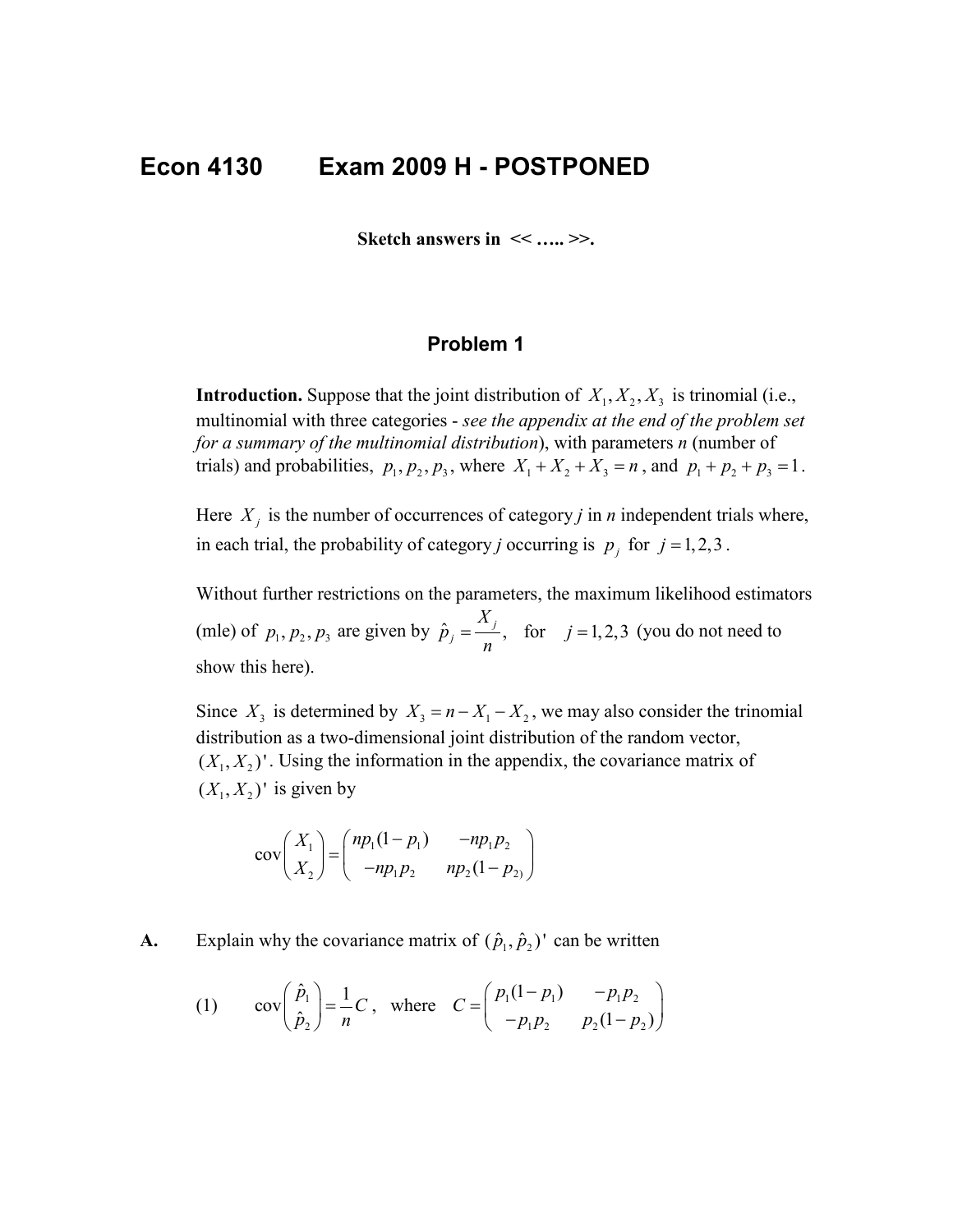# Econ 4130 Exam 2009 H - POSTPONED

**Sketch answers in << ….. >>.**

## Problem 1

**Introduction.** Suppose that the joint distribution of $X_1, X_2, X_3$ is trinomial (i.e., multinomial with three categories - *see the appendix at the end of the problem set for a summary of the multinomial distribution*), with parameters *n* (number of trials) and probabilities, $p_1, p_2, p_3$, where $X_1 + X_2 + X_3 = n$, and $p_1 + p_2 + p_3 = 1$.

Here $X_j$ is the number of occurrences of category *j* in *n* independent trials where, in each trial, the probability of category *j* occurring is $p_j$ for $j = 1,2,3$.

Without further restrictions on the parameters, the maximum likelihood estimators (mle) of $p_1, p_2, p_3$ are given by $\hat{p}_j = \frac{X_j}{n}$, for $j = 1,2,3$ (you do not need to show this here).

Since $X_3$ is determined by $X_3 = n - X_1 - X_2$, we may also consider the trinomial distribution as a two-dimensional joint distribution of the random vector, $(X_1, X_2)'$. Using the information in the appendix, the covariance matrix of $(X_1, X_2)'$ is given by

$$\text{cov}\begin{pmatrix} X_1 \\ X_2 \end{pmatrix} = \begin{pmatrix} np_1(1-p_1) & -np_1p_2 \\ -np_1p_2 & np_2(1-p_2) \end{pmatrix}$$

**A.** Explain why the covariance matrix of $(\hat{p}_1, \hat{p}_2)'$ can be written

$$(1) \qquad \text{cov}\begin{pmatrix} \hat{p}_1 \\ \hat{p}_2 \end{pmatrix} = \frac{1}{n}C, \quad \text{where} \quad C = \begin{pmatrix} p_1(1-p_1) & -p_1p_2 \\ -p_1p_2 & p_2(1-p_2) \end{pmatrix}$$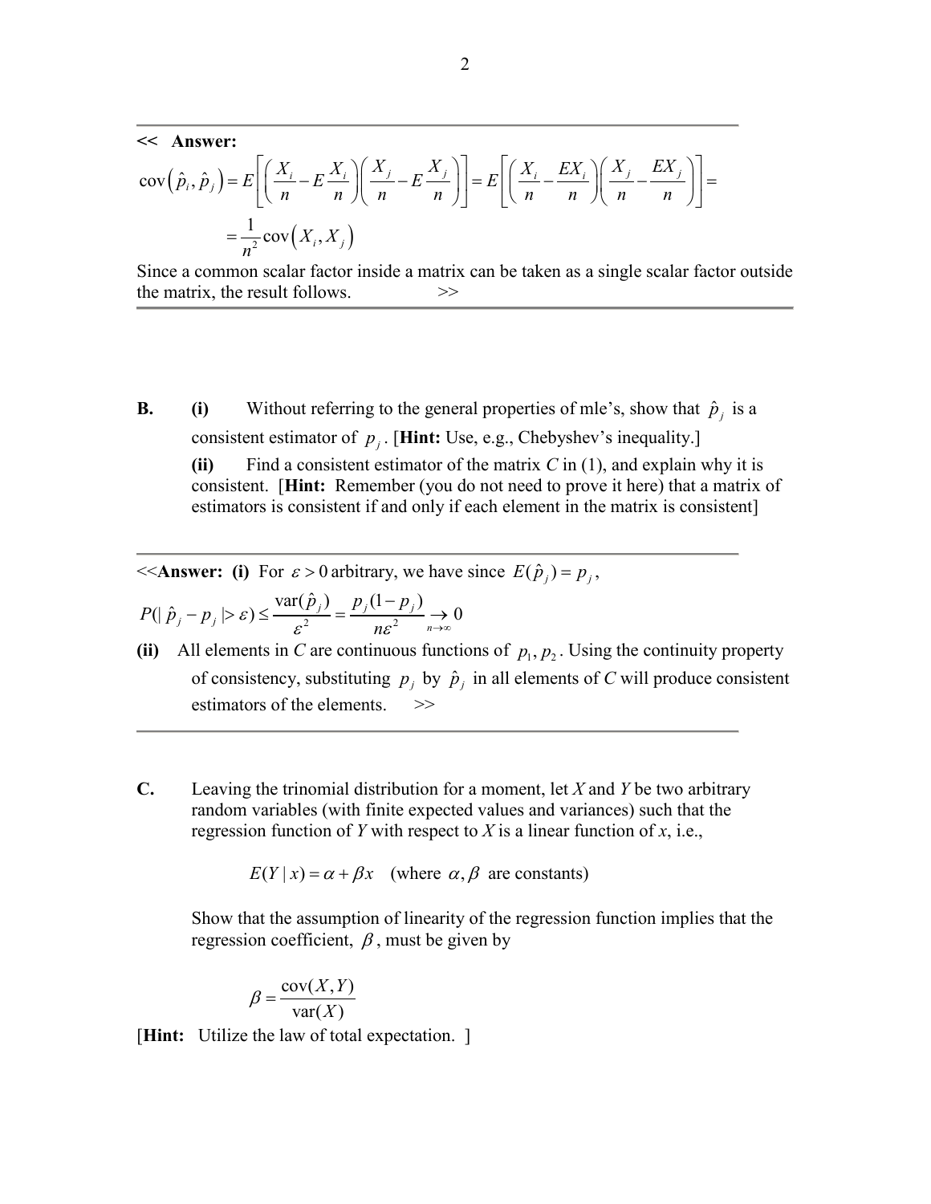<< **Answer:**

$$\operatorname{cov}\left(\hat{p}_i, \hat{p}_j\right) = E\left[\left(\frac{X_i}{n} - E\frac{X_i}{n}\right)\left(\frac{X_j}{n} - E\frac{X_j}{n}\right)\right] = E\left[\left(\frac{X_i}{n} - \frac{EX_i}{n}\right)\left(\frac{X_j}{n} - \frac{EX_j}{n}\right)\right] =$$

$$= \frac{1}{n^2}\operatorname{cov}\left(X_i, X_j\right)$$

Since a common scalar factor inside a matrix can be taken as a single scalar factor outside the matrix, the result follows. >>

**B.** **(i)** Without referring to the general properties of mle's, show that $\hat{p}_j$ is a consistent estimator of $p_j$. [**Hint:** Use, e.g., Chebyshev's inequality.]

**(ii)** Find a consistent estimator of the matrix $C$ in (1), and explain why it is consistent. [**Hint:** Remember (you do not need to prove it here) that a matrix of estimators is consistent if and only if each element in the matrix is consistent]

<<**Answer:** **(i)** For $\varepsilon > 0$ arbitrary, we have since $E(\hat{p}_j) = p_j$,

$$P(|\hat{p}_j - p_j| > \varepsilon) \le \frac{\operatorname{var}(\hat{p}_j)}{\varepsilon^2} = \frac{p_j(1-p_j)}{n\varepsilon^2} \underset{n\to\infty}{\to} 0$$

**(ii)** All elements in $C$ are continuous functions of $p_1, p_2$. Using the continuity property of consistency, substituting $p_j$ by $\hat{p}_j$ in all elements of $C$ will produce consistent estimators of the elements. >>

**C.** Leaving the trinomial distribution for a moment, let $X$ and $Y$ be two arbitrary random variables (with finite expected values and variances) such that the regression function of $Y$ with respect to $X$ is a linear function of $x$, i.e.,

$$E(Y \mid x) = \alpha + \beta x \quad \text{(where } \alpha, \beta \text{ are constants)}$$

Show that the assumption of linearity of the regression function implies that the regression coefficient, $\beta$, must be given by

$$\beta = \frac{\operatorname{cov}(X,Y)}{\operatorname{var}(X)}$$

[**Hint:** Utilize the law of total expectation. ]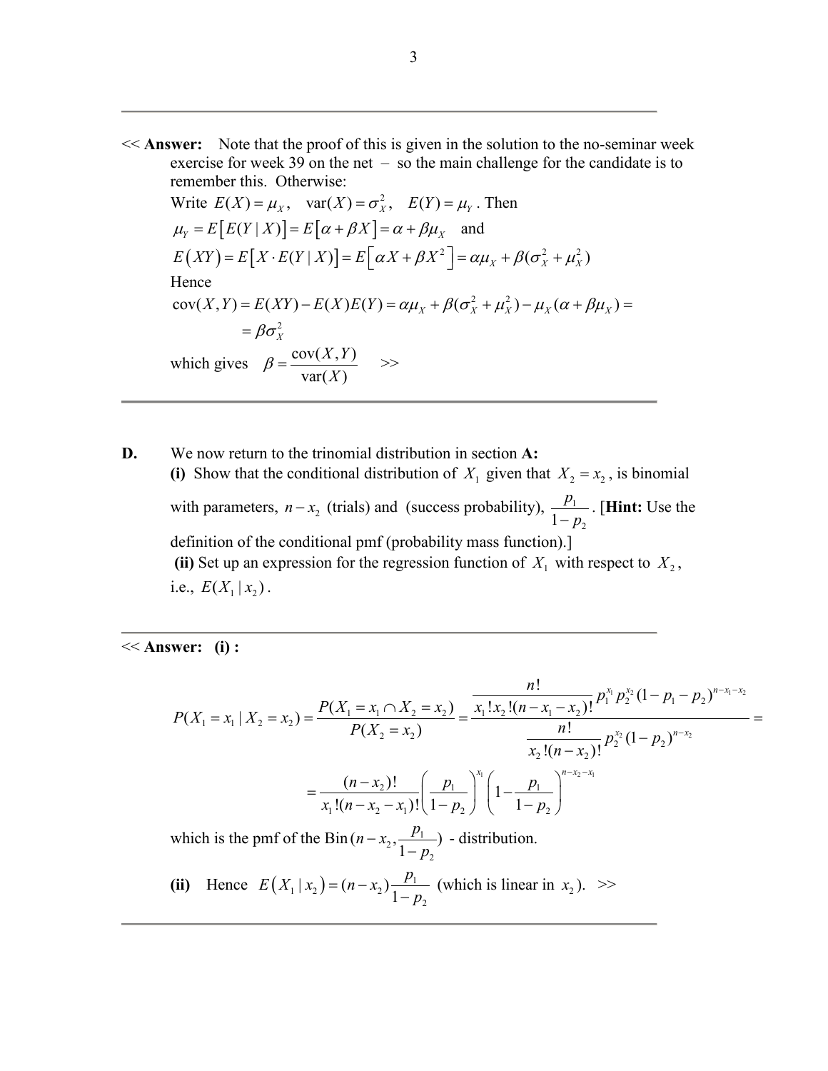---

<< **Answer:** Note that the proof of this is given in the solution to the no-seminar week exercise for week 39 on the net – so the main challenge for the candidate is to remember this. Otherwise:

Write $E(X) = \mu_X, \quad \text{var}(X) = \sigma_X^2, \quad E(Y) = \mu_Y$. Then

$\mu_Y = E\left[E(Y \mid X)\right] = E\left[\alpha + \beta X\right] = \alpha + \beta \mu_X$ and

$E\left(XY\right) = E\left[X \cdot E(Y \mid X)\right] = E\left[\alpha X + \beta X^2\right] = \alpha \mu_X + \beta(\sigma_X^2 + \mu_X^2)$

Hence

$$\text{cov}(X,Y) = E(XY) - E(X)E(Y) = \alpha \mu_X + \beta(\sigma_X^2 + \mu_X^2) - \mu_X(\alpha + \beta \mu_X) =$$
$$= \beta \sigma_X^2$$

which gives $\beta = \dfrac{\text{cov}(X,Y)}{\text{var}(X)}$ >>

---

**D.** We now return to the trinomial distribution in section **A:**

**(i)** Show that the conditional distribution of $X_1$ given that $X_2 = x_2$, is binomial with parameters, $n - x_2$ (trials) and (success probability), $\dfrac{p_1}{1-p_2}$. [**Hint:** Use the definition of the conditional pmf (probability mass function).]

**(ii)** Set up an expression for the regression function of $X_1$ with respect to $X_2$, i.e., $E(X_1 \mid x_2)$.

---

<< **Answer: (i) :**

$$P(X_1 = x_1 \mid X_2 = x_2) = \frac{P(X_1 = x_1 \cap X_2 = x_2)}{P(X_2 = x_2)} = \frac{\dfrac{n!}{x_1! x_2! (n - x_1 - x_2)!} p_1^{x_1} p_2^{x_2} (1 - p_1 - p_2)^{n - x_1 - x_2}}{\dfrac{n!}{x_2!(n - x_2)!} p_2^{x_2} (1 - p_2)^{n - x_2}} =$$

$$= \frac{(n - x_2)!}{x_1!(n - x_2 - x_1)!} \left(\frac{p_1}{1 - p_2}\right)^{x_1} \left(1 - \frac{p_1}{1 - p_2}\right)^{n - x_2 - x_1}$$

which is the pmf of the $\text{Bin}(n - x_2, \dfrac{p_1}{1 - p_2})$ - distribution.

**(ii)** Hence $E\left(X_1 \mid x_2\right) = (n - x_2)\dfrac{p_1}{1 - p_2}$ (which is linear in $x_2$). >>

---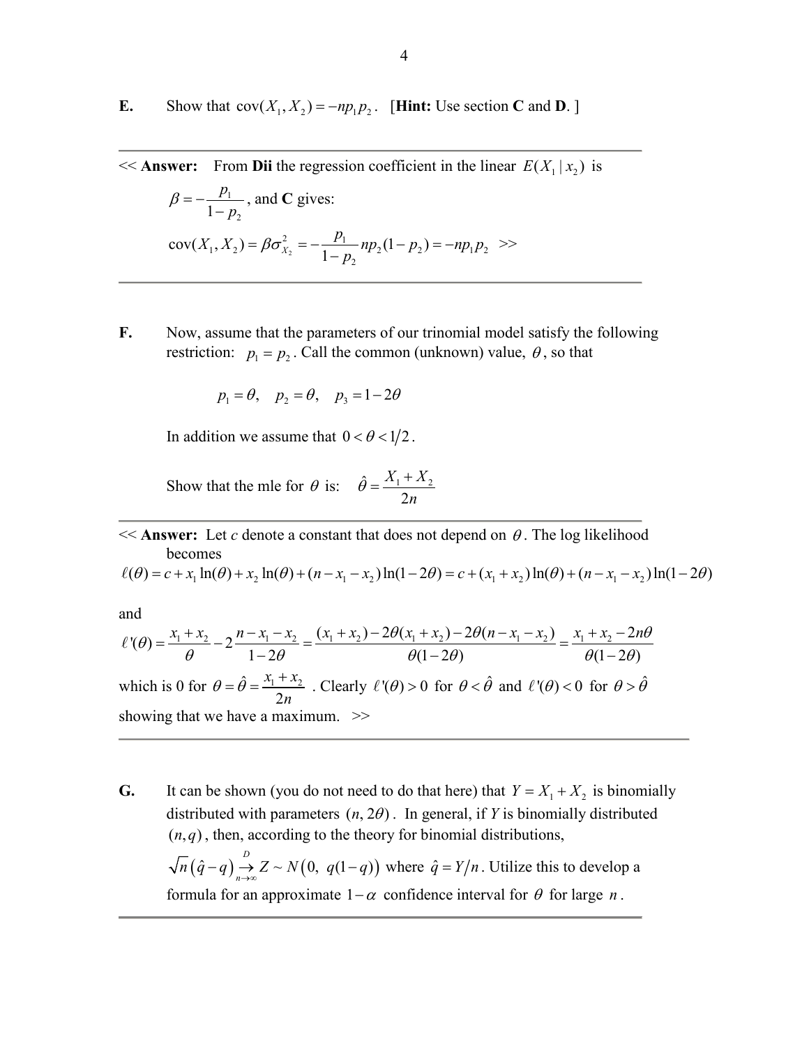**E.** Show that $\text{cov}(X_1, X_2) = -np_1p_2$. [**Hint:** Use section **C** and **D**. ]

---

<< **Answer:** From **Dii** the regression coefficient in the linear $E(X_1 | x_2)$ is

$\beta = -\dfrac{p_1}{1-p_2}$, and **C** gives:

$$\text{cov}(X_1, X_2) = \beta\sigma_{X_2}^2 = -\frac{p_1}{1-p_2}np_2(1-p_2) = -np_1p_2 \quad >>$$

---

**F.** Now, assume that the parameters of our trinomial model satisfy the following restriction: $p_1 = p_2$. Call the common (unknown) value, $\theta$, so that

$$p_1 = \theta, \quad p_2 = \theta, \quad p_3 = 1 - 2\theta$$

In addition we assume that $0 < \theta < 1/2$.

Show that the mle for $\theta$ is: $\hat{\theta} = \dfrac{X_1 + X_2}{2n}$

---

<< **Answer:** Let *c* denote a constant that does not depend on $\theta$. The log likelihood becomes

$$\ell(\theta) = c + x_1 \ln(\theta) + x_2 \ln(\theta) + (n - x_1 - x_2)\ln(1-2\theta) = c + (x_1 + x_2)\ln(\theta) + (n - x_1 - x_2)\ln(1-2\theta)$$

and

$$\ell'(\theta) = \frac{x_1 + x_2}{\theta} - 2\frac{n - x_1 - x_2}{1-2\theta} = \frac{(x_1 + x_2) - 2\theta(x_1 + x_2) - 2\theta(n - x_1 - x_2)}{\theta(1-2\theta)} = \frac{x_1 + x_2 - 2n\theta}{\theta(1-2\theta)}$$

which is 0 for $\theta = \hat{\theta} = \dfrac{x_1 + x_2}{2n}$. Clearly $\ell'(\theta) > 0$ for $\theta < \hat{\theta}$ and $\ell'(\theta) < 0$ for $\theta > \hat{\theta}$ showing that we have a maximum. >>

---

**G.** It can be shown (you do not need to do that here) that $Y = X_1 + X_2$ is binomially distributed with parameters $(n, 2\theta)$. In general, if *Y* is binomially distributed $(n, q)$, then, according to the theory for binomial distributions, $\sqrt{n}\left(\hat{q} - q\right) \underset{n\to\infty}{\overset{D}{\to}} Z \sim N\left(0,\ q(1-q)\right)$ where $\hat{q} = Y/n$. Utilize this to develop a formula for an approximate $1-\alpha$ confidence interval for $\theta$ for large $n$.

---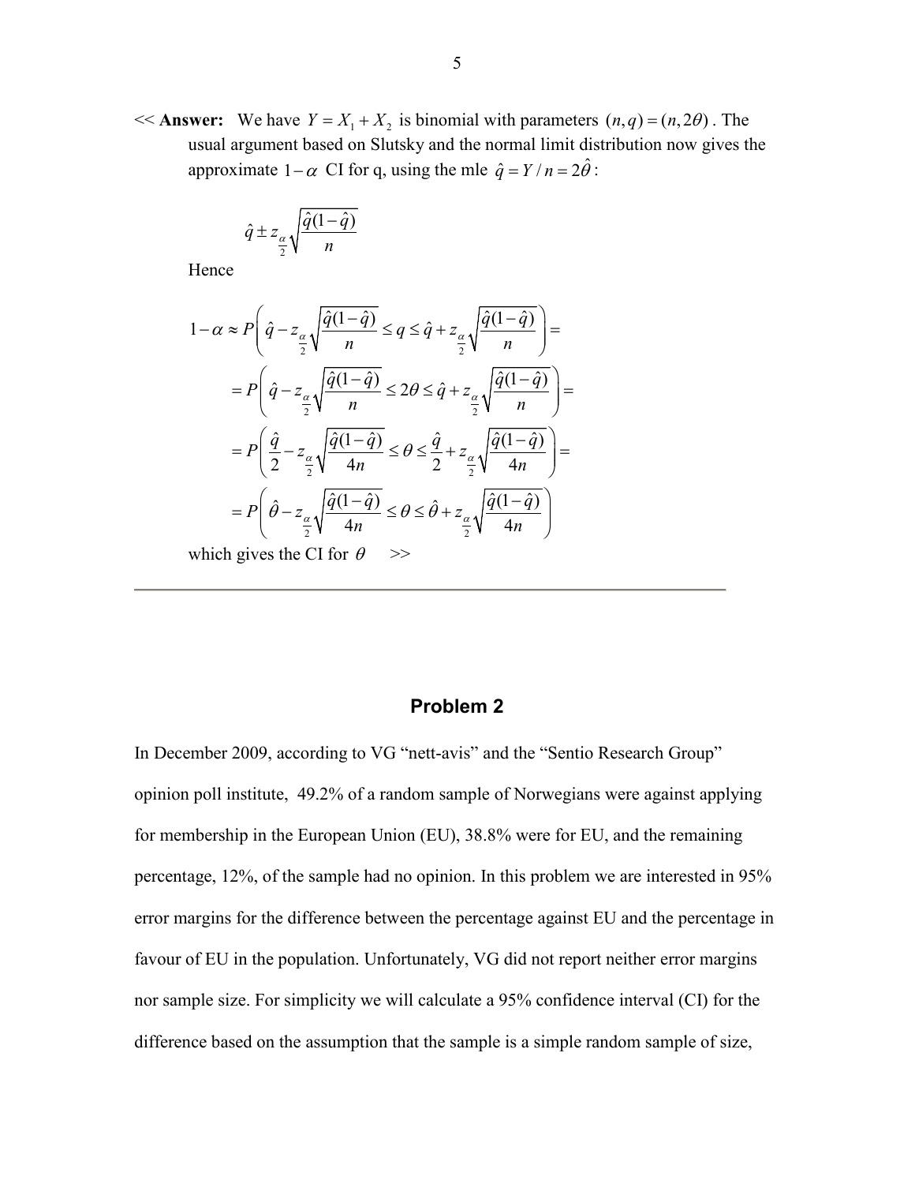<< **Answer:** We have $Y = X_1 + X_2$ is binomial with parameters $(n, q) = (n, 2\theta)$. The usual argument based on Slutsky and the normal limit distribution now gives the approximate $1-\alpha$ CI for q, using the mle $\hat{q} = Y/n = 2\hat{\theta}$:

$$\hat{q} \pm z_{\frac{\alpha}{2}} \sqrt{\frac{\hat{q}(1-\hat{q})}{n}}$$

Hence

$$1-\alpha \approx P\left( \hat{q} - z_{\frac{\alpha}{2}} \sqrt{\frac{\hat{q}(1-\hat{q})}{n}} \le q \le \hat{q} + z_{\frac{\alpha}{2}} \sqrt{\frac{\hat{q}(1-\hat{q})}{n}} \right) =$$

$$= P\left( \hat{q} - z_{\frac{\alpha}{2}} \sqrt{\frac{\hat{q}(1-\hat{q})}{n}} \le 2\theta \le \hat{q} + z_{\frac{\alpha}{2}} \sqrt{\frac{\hat{q}(1-\hat{q})}{n}} \right) =$$

$$= P\left( \frac{\hat{q}}{2} - z_{\frac{\alpha}{2}} \sqrt{\frac{\hat{q}(1-\hat{q})}{4n}} \le \theta \le \frac{\hat{q}}{2} + z_{\frac{\alpha}{2}} \sqrt{\frac{\hat{q}(1-\hat{q})}{4n}} \right) =$$

$$= P\left( \hat{\theta} - z_{\frac{\alpha}{2}} \sqrt{\frac{\hat{q}(1-\hat{q})}{4n}} \le \theta \le \hat{\theta} + z_{\frac{\alpha}{2}} \sqrt{\frac{\hat{q}(1-\hat{q})}{4n}} \right)$$

which gives the CI for $\theta$ >>

---

## Problem 2

In December 2009, according to VG "nett-avis" and the "Sentio Research Group" opinion poll institute, 49.2% of a random sample of Norwegians were against applying for membership in the European Union (EU), 38.8% were for EU, and the remaining percentage, 12%, of the sample had no opinion. In this problem we are interested in 95% error margins for the difference between the percentage against EU and the percentage in favour of EU in the population. Unfortunately, VG did not report neither error margins nor sample size. For simplicity we will calculate a 95% confidence interval (CI) for the difference based on the assumption that the sample is a simple random sample of size,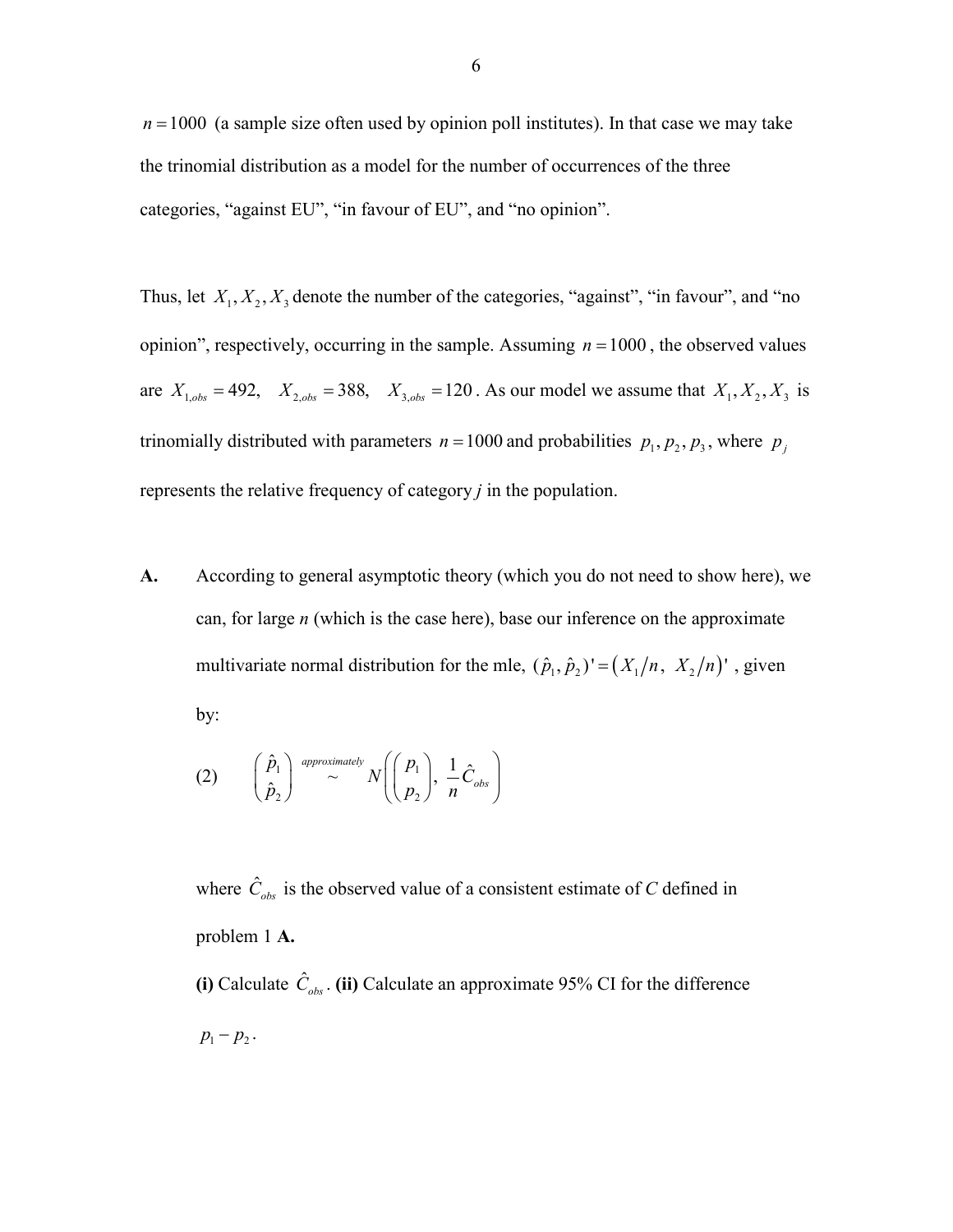$n = 1000$ (a sample size often used by opinion poll institutes). In that case we may take the trinomial distribution as a model for the number of occurrences of the three categories, "against EU", "in favour of EU", and "no opinion".

Thus, let $X_1, X_2, X_3$ denote the number of the categories, "against", "in favour", and "no opinion", respectively, occurring in the sample. Assuming $n = 1000$, the observed values are $X_{1,obs} = 492, \quad X_{2,obs} = 388, \quad X_{3,obs} = 120$. As our model we assume that $X_1, X_2, X_3$ is trinomially distributed with parameters $n = 1000$ and probabilities $p_1, p_2, p_3$, where $p_j$ represents the relative frequency of category *j* in the population.

**A.** According to general asymptotic theory (which you do not need to show here), we can, for large *n* (which is the case here), base our inference on the approximate multivariate normal distribution for the mle, $(\hat{p}_1, \hat{p}_2)' = \left(X_1/n,\ X_2/n\right)'$, given by:

$$(2) \qquad \begin{pmatrix} \hat{p}_1 \\ \hat{p}_2 \end{pmatrix} \overset{approximately}{\sim} N\left( \begin{pmatrix} p_1 \\ p_2 \end{pmatrix}, \ \frac{1}{n}\hat{C}_{obs} \right)$$

where $\hat{C}_{obs}$ is the observed value of a consistent estimate of *C* defined in problem 1 **A.**

**(i)** Calculate $\hat{C}_{obs}$. **(ii)** Calculate an approximate 95% CI for the difference $p_1 - p_2$.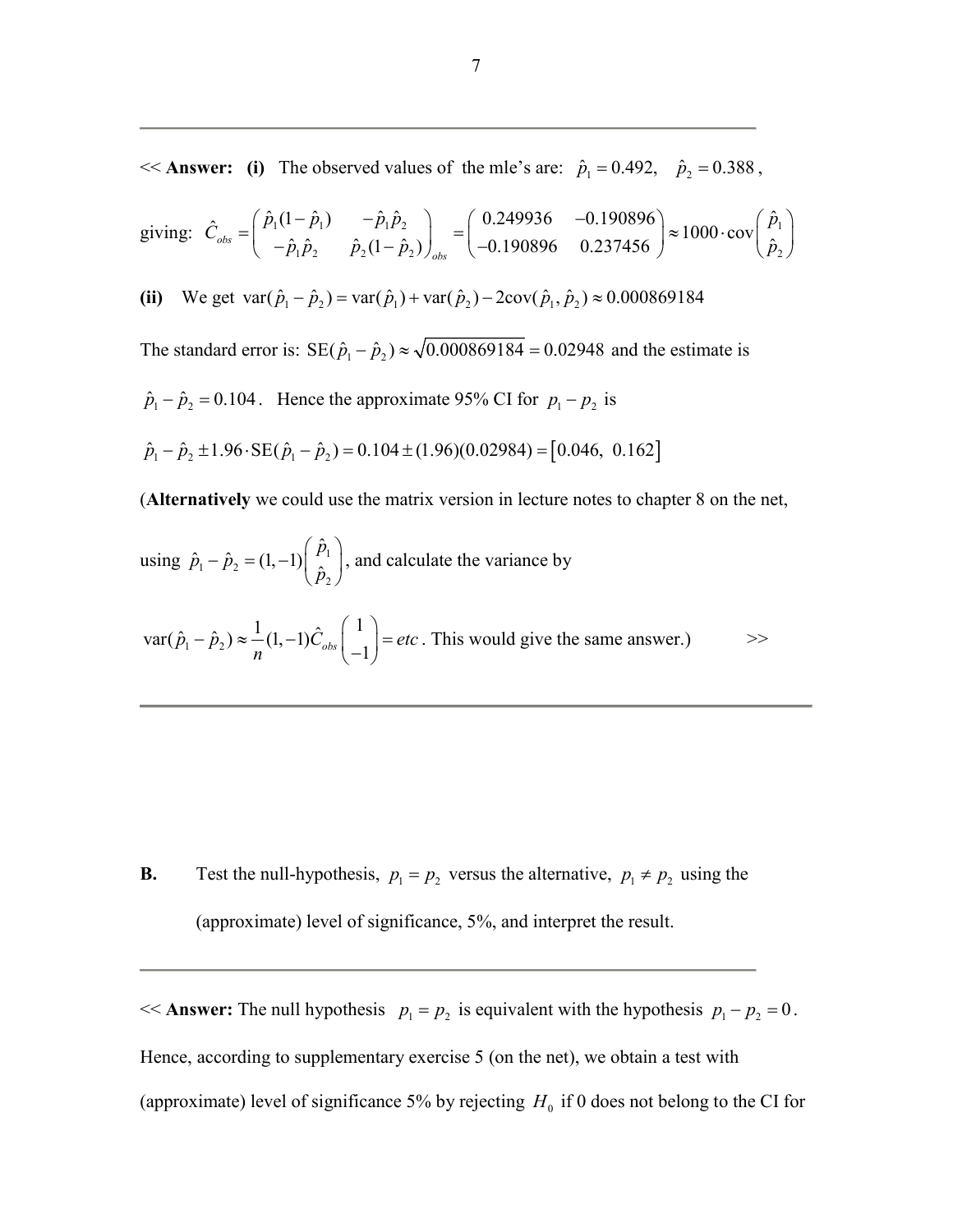<< **Answer:** **(i)** The observed values of the mle's are: $\hat{p}_1 = 0.492, \quad \hat{p}_2 = 0.388$,

giving: $\hat{C}_{obs} = \begin{pmatrix} \hat{p}_1(1-\hat{p}_1) & -\hat{p}_1\hat{p}_2 \\ -\hat{p}_1\hat{p}_2 & \hat{p}_2(1-\hat{p}_2) \end{pmatrix}_{obs} = \begin{pmatrix} 0.249936 & -0.190896 \\ -0.190896 & 0.237456 \end{pmatrix} \approx 1000 \cdot \operatorname{cov}\begin{pmatrix} \hat{p}_1 \\ \hat{p}_2 \end{pmatrix}$

**(ii)** We get $\operatorname{var}(\hat{p}_1 - \hat{p}_2) = \operatorname{var}(\hat{p}_1) + \operatorname{var}(\hat{p}_2) - 2\operatorname{cov}(\hat{p}_1, \hat{p}_2) \approx 0.000869184$

The standard error is: $\operatorname{SE}(\hat{p}_1 - \hat{p}_2) \approx \sqrt{0.000869184} = 0.02948$ and the estimate is

$\hat{p}_1 - \hat{p}_2 = 0.104$. Hence the approximate 95% CI for $p_1 - p_2$ is

$\hat{p}_1 - \hat{p}_2 \pm 1.96 \cdot \operatorname{SE}(\hat{p}_1 - \hat{p}_2) = 0.104 \pm (1.96)(0.02984) = [0.046, \; 0.162]$

(**Alternatively** we could use the matrix version in lecture notes to chapter 8 on the net,

using $\hat{p}_1 - \hat{p}_2 = (1,-1)\begin{pmatrix} \hat{p}_1 \\ \hat{p}_2 \end{pmatrix}$, and calculate the variance by

$\operatorname{var}(\hat{p}_1 - \hat{p}_2) \approx \frac{1}{n}(1,-1)\hat{C}_{obs}\begin{pmatrix} 1 \\ -1 \end{pmatrix} = etc$. This would give the same answer.) >>

---

**B.** Test the null-hypothesis, $p_1 = p_2$ versus the alternative, $p_1 \neq p_2$ using the (approximate) level of significance, 5%, and interpret the result.

---

<< **Answer:** The null hypothesis $p_1 = p_2$ is equivalent with the hypothesis $p_1 - p_2 = 0$. Hence, according to supplementary exercise 5 (on the net), we obtain a test with (approximate) level of significance 5% by rejecting $H_0$ if 0 does not belong to the CI for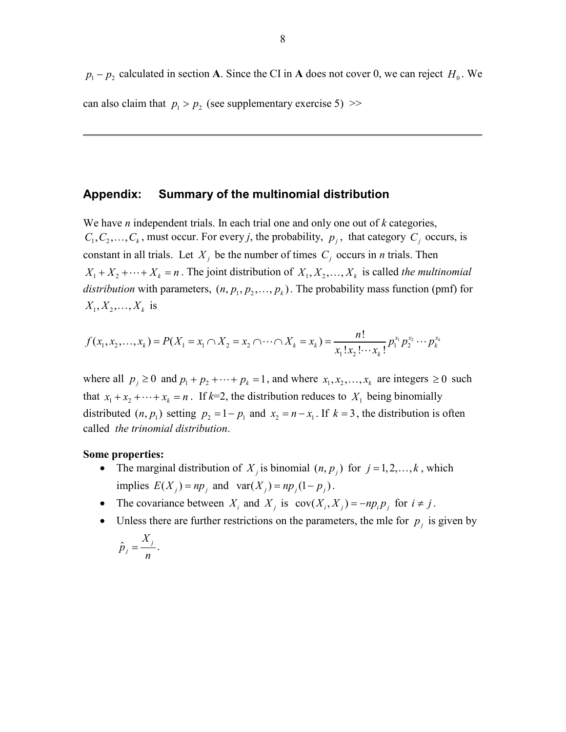$p_1 - p_2$ calculated in section **A**. Since the CI in **A** does not cover 0, we can reject $H_0$. We can also claim that $p_1 > p_2$ (see supplementary exercise 5) >>

---

## Appendix: Summary of the multinomial distribution

We have *n* independent trials. In each trial one and only one out of *k* categories, $C_1, C_2, \ldots, C_k$, must occur. For every *j*, the probability, $p_j$, that category $C_j$ occurs, is constant in all trials. Let $X_j$ be the number of times $C_j$ occurs in *n* trials. Then $X_1 + X_2 + \cdots + X_k = n$. The joint distribution of $X_1, X_2, \ldots, X_k$ is called *the multinomial distribution* with parameters, $(n, p_1, p_2, \ldots, p_k)$. The probability mass function (pmf) for $X_1, X_2, \ldots, X_k$ is

$$f(x_1, x_2, \ldots, x_k) = P(X_1 = x_1 \cap X_2 = x_2 \cap \cdots \cap X_k = x_k) = \frac{n!}{x_1! x_2! \cdots x_k!} p_1^{x_1} p_2^{x_2} \cdots p_k^{x_k}$$

where all $p_j \geq 0$ and $p_1 + p_2 + \cdots + p_k = 1$, and where $x_1, x_2, \ldots, x_k$ are integers $\geq 0$ such that $x_1 + x_2 + \cdots + x_k = n$. If *k*=2, the distribution reduces to $X_1$ being binomially distributed $(n, p_1)$ setting $p_2 = 1 - p_1$ and $x_2 = n - x_1$. If $k = 3$, the distribution is often called *the trinomial distribution*.

**Some properties:**

- The marginal distribution of $X_j$ is binomial $(n, p_j)$ for $j = 1, 2, \ldots, k$, which implies $E(X_j) = np_j$ and $\text{var}(X_j) = np_j(1 - p_j)$.
- The covariance between $X_i$ and $X_j$ is $\text{cov}(X_i, X_j) = -np_i p_j$ for $i \neq j$.
- Unless there are further restrictions on the parameters, the mle for $p_j$ is given by $\hat{p}_j = \frac{X_j}{n}$.